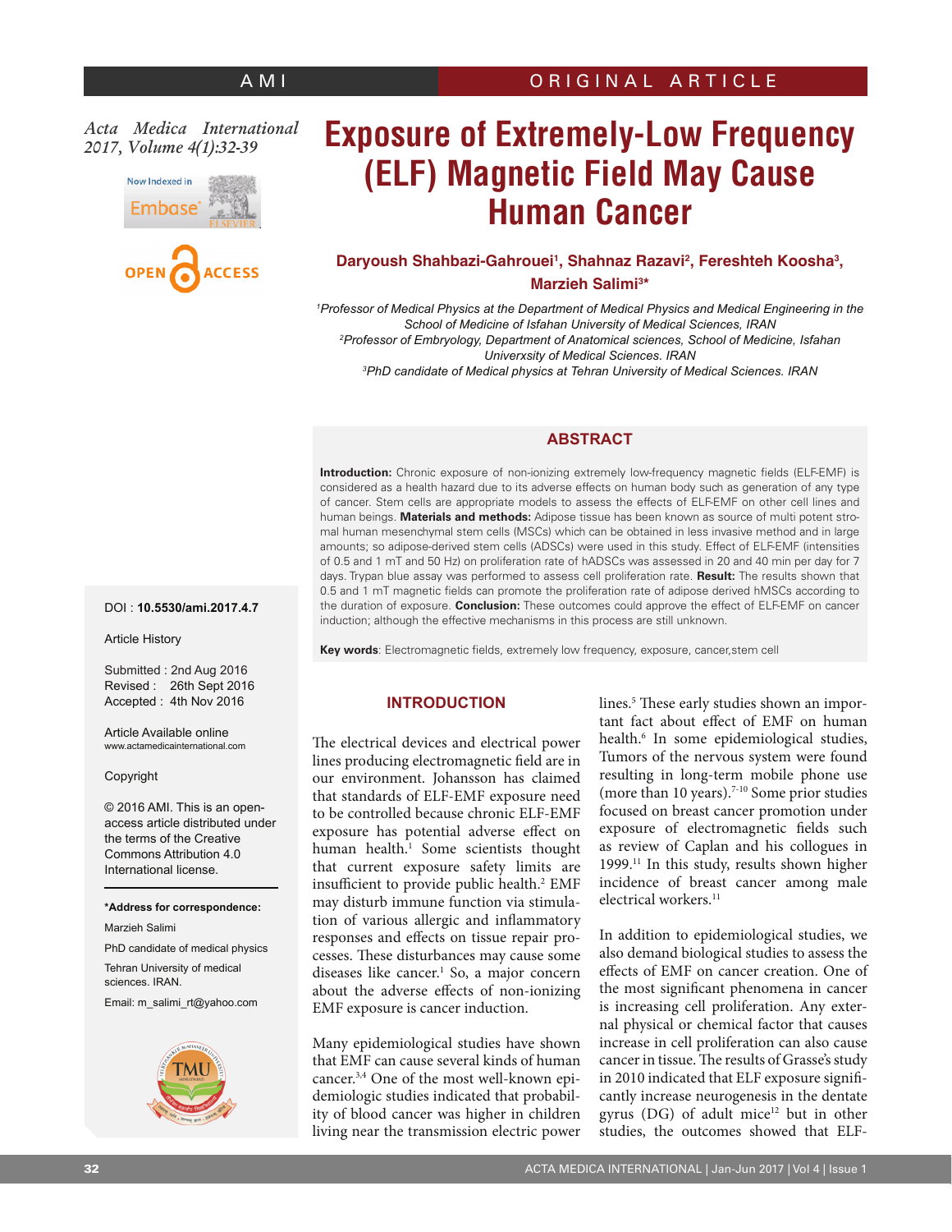AMI | ORIGINAL ARTICLE

*Acta Medica International 2017, Volume 4(1):32-39*

# Exposure of Extremely-Low Frequency (ELF) Magnetic Field May Cause Human Cancer

**Daryoush Shahbazi-Gahrouei[1], Shahnaz Razavi[2], Fereshteh Koosha[3], Marzieh Salimi[3]***

*[1]Professor of Medical Physics at the Department of Medical Physics and Medical Engineering in the School of Medicine of Isfahan University of Medical Sciences, IRAN*
*[2]Professor of Embryology, Department of Anatomical sciences, School of Medicine, Isfahan Univerxsity of Medical Sciences. IRAN*
*[3]PhD candidate of Medical physics at Tehran University of Medical Sciences. IRAN*

## ABSTRACT

**Introduction:** Chronic exposure of non-ionizing extremely low-frequency magnetic fields (ELF-EMF) is considered as a health hazard due to its adverse effects on human body such as generation of any type of cancer. Stem cells are appropriate models to assess the effects of ELF-EMF on other cell lines and human beings. **Materials and methods:** Adipose tissue has been known as source of multi potent stromal human mesenchymal stem cells (MSCs) which can be obtained in less invasive method and in large amounts; so adipose-derived stem cells (ADSCs) were used in this study. Effect of ELF-EMF (intensities of 0.5 and 1 mT and 50 Hz) on proliferation rate of hADSCs was assessed in 20 and 40 min per day for 7 days. Trypan blue assay was performed to assess cell proliferation rate. **Result:** The results shown that 0.5 and 1 mT magnetic fields can promote the proliferation rate of adipose derived hMSCs according to the duration of exposure. **Conclusion:** These outcomes could approve the effect of ELF-EMF on cancer induction; although the effective mechanisms in this process are still unknown.

**Key words**: Electromagnetic fields, extremely low frequency, exposure, cancer,stem cell

DOI : **10.5530/ami.2017.4.7**

Article History

Submitted : 2nd Aug 2016
Revised : 26th Sept 2016
Accepted : 4th Nov 2016

Article Available online
www.actamedicainternational.com

Copyright

© 2016 AMI. This is an open-access article distributed under the terms of the Creative Commons Attribution 4.0 International license.

**\*Address for correspondence:**
Marzieh Salimi
PhD candidate of medical physics
Tehran University of medical sciences. IRAN.
Email: m_salimi_rt@yahoo.com

## INTRODUCTION

The electrical devices and electrical power lines producing electromagnetic field are in our environment. Johansson has claimed that standards of ELF-EMF exposure need to be controlled because chronic ELF-EMF exposure has potential adverse effect on human health.[1] Some scientists thought that current exposure safety limits are insufficient to provide public health.[2] EMF may disturb immune function via stimulation of various allergic and inflammatory responses and effects on tissue repair processes. These disturbances may cause some diseases like cancer.[1] So, a major concern about the adverse effects of non-ionizing EMF exposure is cancer induction.

Many epidemiological studies have shown that EMF can cause several kinds of human cancer.[3,4] One of the most well-known epidemiologic studies indicated that probability of blood cancer was higher in children living near the transmission electric power lines.[5] These early studies shown an important fact about effect of EMF on human health.[6] In some epidemiological studies, Tumors of the nervous system were found resulting in long-term mobile phone use (more than 10 years).[7-10] Some prior studies focused on breast cancer promotion under exposure of electromagnetic fields such as review of Caplan and his collogues in 1999.[11] In this study, results shown higher incidence of breast cancer among male electrical workers.[11]

In addition to epidemiological studies, we also demand biological studies to assess the effects of EMF on cancer creation. One of the most significant phenomena in cancer is increasing cell proliferation. Any external physical or chemical factor that causes increase in cell proliferation can also cause cancer in tissue. The results of Grasse's study in 2010 indicated that ELF exposure significantly increase neurogenesis in the dentate gyrus (DG) of adult mice[12] but in other studies, the outcomes showed that ELF-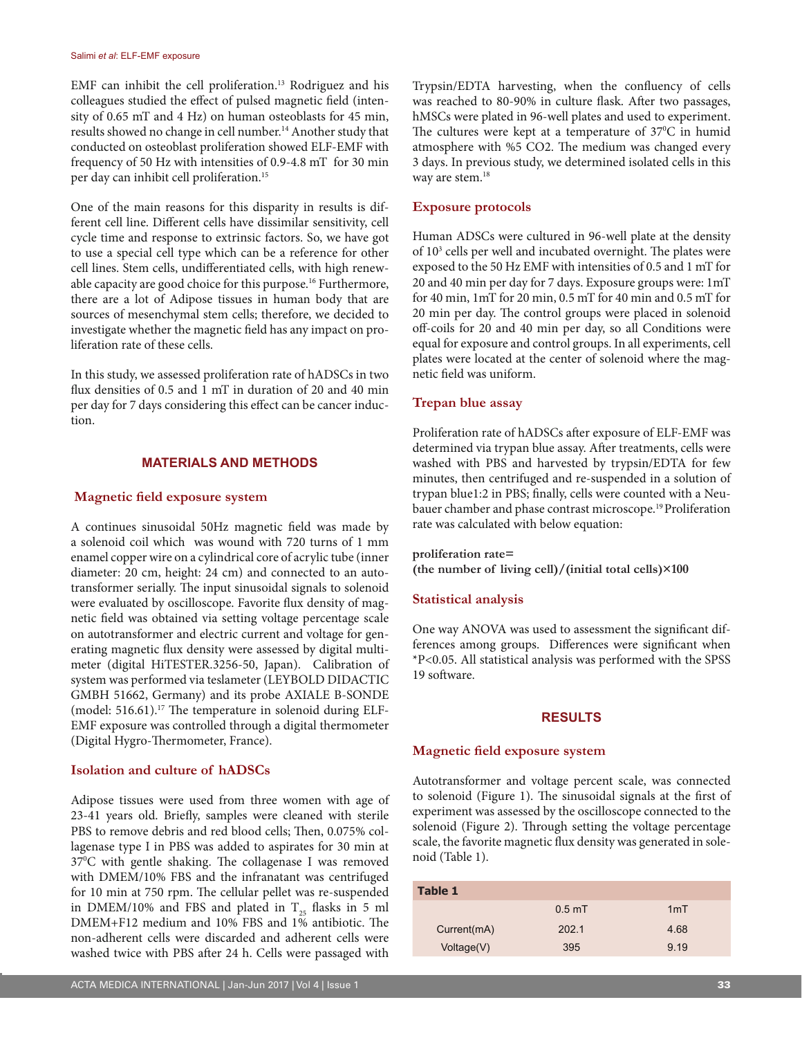EMF can inhibit the cell proliferation.[13] Rodriguez and his colleagues studied the effect of pulsed magnetic field (intensity of 0.65 mT and 4 Hz) on human osteoblasts for 45 min, results showed no change in cell number.[14] Another study that conducted on osteoblast proliferation showed ELF-EMF with frequency of 50 Hz with intensities of 0.9-4.8 mT for 30 min per day can inhibit cell proliferation.[15]

One of the main reasons for this disparity in results is different cell line. Different cells have dissimilar sensitivity, cell cycle time and response to extrinsic factors. So, we have got to use a special cell type which can be a reference for other cell lines. Stem cells, undifferentiated cells, with high renewable capacity are good choice for this purpose.[16] Furthermore, there are a lot of Adipose tissues in human body that are sources of mesenchymal stem cells; therefore, we decided to investigate whether the magnetic field has any impact on proliferation rate of these cells.

In this study, we assessed proliferation rate of hADSCs in two flux densities of 0.5 and 1 mT in duration of 20 and 40 min per day for 7 days considering this effect can be cancer induction.

## MATERIALS AND METHODS

### Magnetic field exposure system

A continues sinusoidal 50Hz magnetic field was made by a solenoid coil which was wound with 720 turns of 1 mm enamel copper wire on a cylindrical core of acrylic tube (inner diameter: 20 cm, height: 24 cm) and connected to an autotransformer serially. The input sinusoidal signals to solenoid were evaluated by oscilloscope. Favorite flux density of magnetic field was obtained via setting voltage percentage scale on autotransformer and electric current and voltage for generating magnetic flux density were assessed by digital multimeter (digital HiTESTER.3256-50, Japan). Calibration of system was performed via teslameter (LEYBOLD DIDACTIC GMBH 51662, Germany) and its probe AXIALE B-SONDE (model: 516.61).[17] The temperature in solenoid during ELF-EMF exposure was controlled through a digital thermometer (Digital Hygro-Thermometer, France).

### Isolation and culture of hADSCs

Adipose tissues were used from three women with age of 23-41 years old. Briefly, samples were cleaned with sterile PBS to remove debris and red blood cells; Then, 0.075% collagenase type I in PBS was added to aspirates for 30 min at 37$^0$C with gentle shaking. The collagenase I was removed with DMEM/10% FBS and the infranatant was centrifuged for 10 min at 750 rpm. The cellular pellet was re-suspended in DMEM/10% and FBS and plated in $T_{25}$ flasks in 5 ml DMEM+F12 medium and 10% FBS and 1% antibiotic. The non-adherent cells were discarded and adherent cells were washed twice with PBS after 24 h. Cells were passaged with Trypsin/EDTA harvesting, when the confluency of cells was reached to 80-90% in culture flask. After two passages, hMSCs were plated in 96-well plates and used to experiment. The cultures were kept at a temperature of 37$^0$C in humid atmosphere with %5 CO2. The medium was changed every 3 days. In previous study, we determined isolated cells in this way are stem.[18]

### Exposure protocols

Human ADSCs were cultured in 96-well plate at the density of $10^3$ cells per well and incubated overnight. The plates were exposed to the 50 Hz EMF with intensities of 0.5 and 1 mT for 20 and 40 min per day for 7 days. Exposure groups were: 1mT for 40 min, 1mT for 20 min, 0.5 mT for 40 min and 0.5 mT for 20 min per day. The control groups were placed in solenoid off-coils for 20 and 40 min per day, so all Conditions were equal for exposure and control groups. In all experiments, cell plates were located at the center of solenoid where the magnetic field was uniform.

### Trepan blue assay

Proliferation rate of hADSCs after exposure of ELF-EMF was determined via trypan blue assay. After treatments, cells were washed with PBS and harvested by trypsin/EDTA for few minutes, then centrifuged and re-suspended in a solution of trypan blue1:2 in PBS; finally, cells were counted with a Neubauer chamber and phase contrast microscope.[19] Proliferation rate was calculated with below equation:

**proliferation rate=**
**(the number of living cell)/(initial total cells)×100**

### Statistical analysis

One way ANOVA was used to assessment the significant differences among groups. Differences were significant when *P<0.05. All statistical analysis was performed with the SPSS 19 software.

## RESULTS

### Magnetic field exposure system

Autotransformer and voltage percent scale, was connected to solenoid (Figure 1). The sinusoidal signals at the first of experiment was assessed by the oscilloscope connected to the solenoid (Figure 2). Through setting the voltage percentage scale, the favorite magnetic flux density was generated in solenoid (Table 1).

**Table 1**

| | 0.5 mT | 1mT |
|---|---|---|
| Current(mA) | 202.1 | 4.68 |
| Voltage(V) | 395 | 9.19 |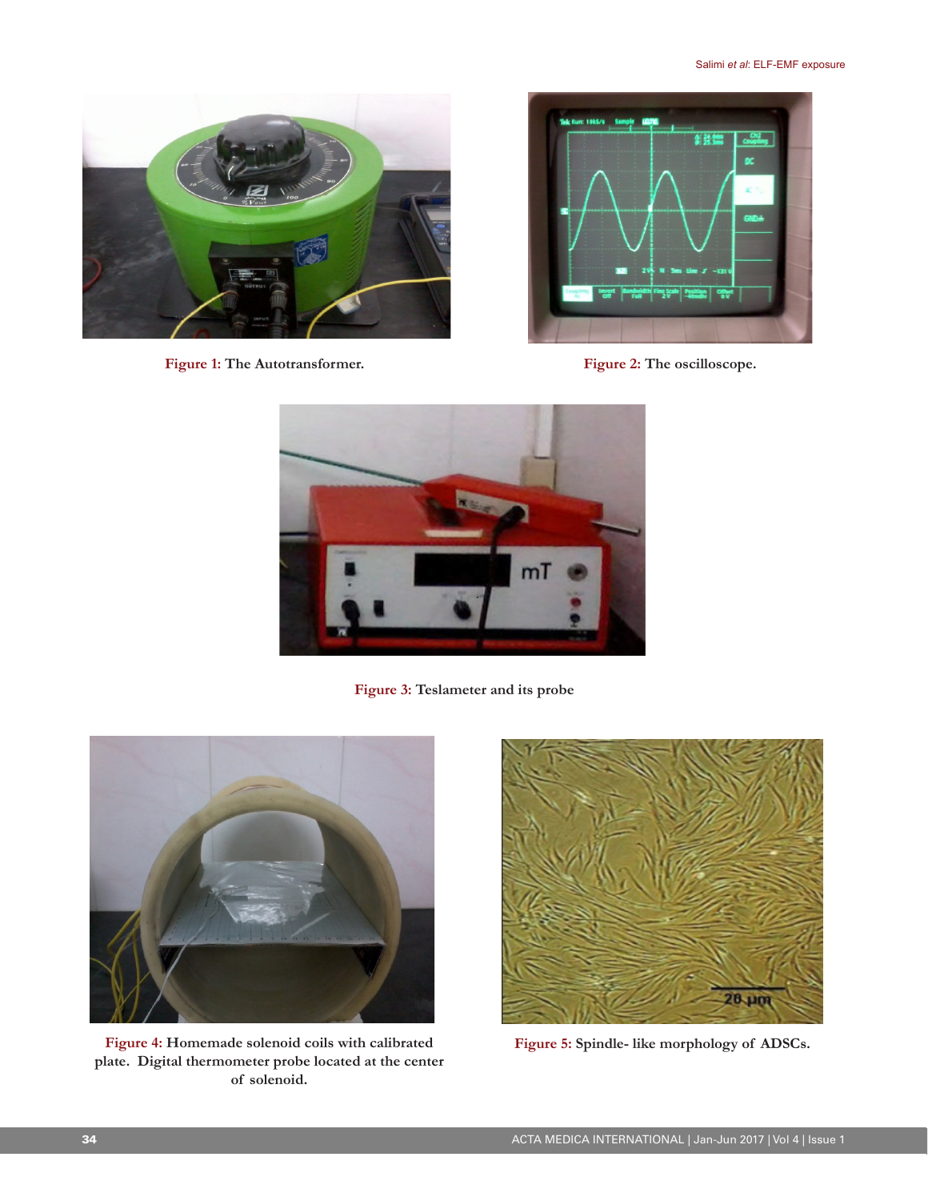**Figure 1:** The Autotransformer.

**Figure 2:** The oscilloscope.

**Figure 3:** Teslameter and its probe

**Figure 4:** Homemade solenoid coils with calibrated plate. Digital thermometer probe located at the center of solenoid.

**Figure 5:** Spindle- like morphology of ADSCs.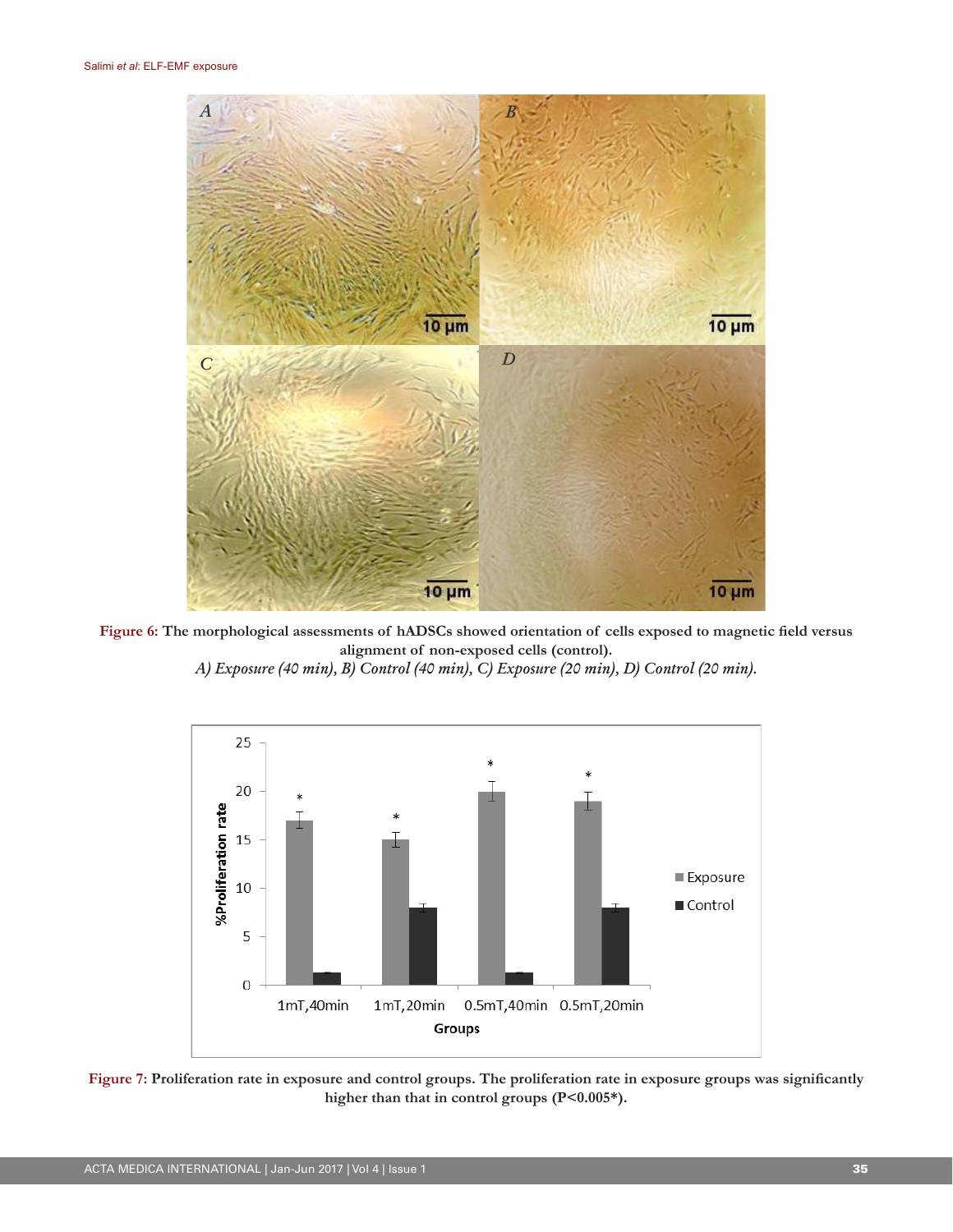**Figure 6:** The morphological assessments of hADSCs showed orientation of cells exposed to magnetic field versus alignment of non-exposed cells (control).
*A) Exposure (40 min), B) Control (40 min), C) Exposure (20 min), D) Control (20 min).*

**Figure 7:** Proliferation rate in exposure and control groups. The proliferation rate in exposure groups was significantly higher than that in control groups (P<0.005*).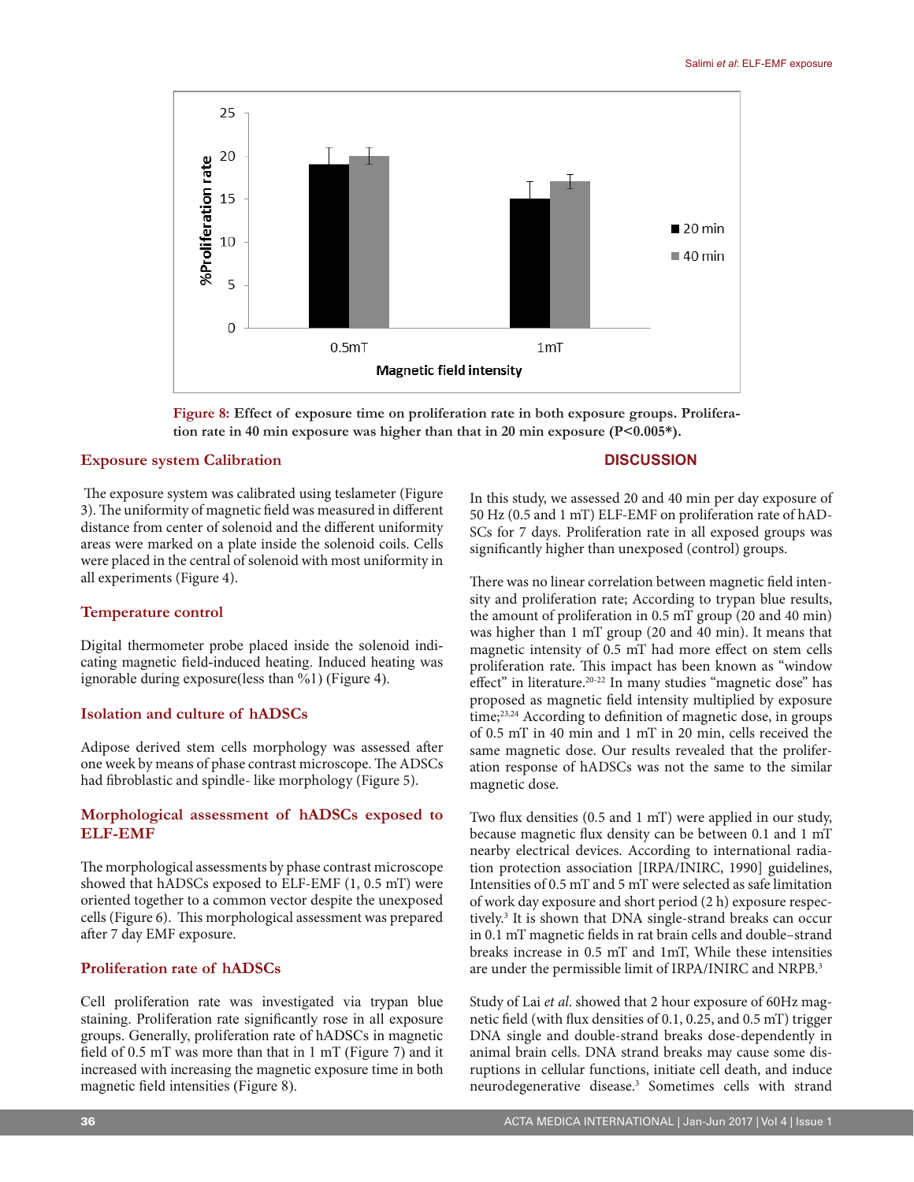Figure 8: Effect of exposure time on proliferation rate in both exposure groups. Proliferation rate in 40 min exposure was higher than that in 20 min exposure (P<0.005*).

### Exposure system Calibration

The exposure system was calibrated using teslameter (Figure 3). The uniformity of magnetic field was measured in different distance from center of solenoid and the different uniformity areas were marked on a plate inside the solenoid coils. Cells were placed in the central of solenoid with most uniformity in all experiments (Figure 4).

### Temperature control

Digital thermometer probe placed inside the solenoid indicating magnetic field-induced heating. Induced heating was ignorable during exposure(less than %1) (Figure 4).

### Isolation and culture of hADSCs

Adipose derived stem cells morphology was assessed after one week by means of phase contrast microscope. The ADSCs had fibroblastic and spindle- like morphology (Figure 5).

### Morphological assessment of hADSCs exposed to ELF-EMF

The morphological assessments by phase contrast microscope showed that hADSCs exposed to ELF-EMF (1, 0.5 mT) were oriented together to a common vector despite the unexposed cells (Figure 6). This morphological assessment was prepared after 7 day EMF exposure.

### Proliferation rate of hADSCs

Cell proliferation rate was investigated via trypan blue staining. Proliferation rate significantly rose in all exposure groups. Generally, proliferation rate of hADSCs in magnetic field of 0.5 mT was more than that in 1 mT (Figure 7) and it increased with increasing the magnetic exposure time in both magnetic field intensities (Figure 8).

## DISCUSSION

In this study, we assessed 20 and 40 min per day exposure of 50 Hz (0.5 and 1 mT) ELF-EMF on proliferation rate of hADSCs for 7 days. Proliferation rate in all exposed groups was significantly higher than unexposed (control) groups.

There was no linear correlation between magnetic field intensity and proliferation rate; According to trypan blue results, the amount of proliferation in 0.5 mT group (20 and 40 min) was higher than 1 mT group (20 and 40 min). It means that magnetic intensity of 0.5 mT had more effect on stem cells proliferation rate. This impact has been known as "window effect" in literature.[20-22] In many studies "magnetic dose" has proposed as magnetic field intensity multiplied by exposure time;[23,24] According to definition of magnetic dose, in groups of 0.5 mT in 40 min and 1 mT in 20 min, cells received the same magnetic dose. Our results revealed that the proliferation response of hADSCs was not the same to the similar magnetic dose.

Two flux densities (0.5 and 1 mT) were applied in our study, because magnetic flux density can be between 0.1 and 1 mT nearby electrical devices. According to international radiation protection association [IRPA/INIRC, 1990] guidelines, Intensities of 0.5 mT and 5 mT were selected as safe limitation of work day exposure and short period (2 h) exposure respectively.[3] It is shown that DNA single-strand breaks can occur in 0.1 mT magnetic fields in rat brain cells and double–strand breaks increase in 0.5 mT and 1mT, While these intensities are under the permissible limit of IRPA/INIRC and NRPB.[3]

Study of Lai *et al*. showed that 2 hour exposure of 60Hz magnetic field (with flux densities of 0.1, 0.25, and 0.5 mT) trigger DNA single and double-strand breaks dose-dependently in animal brain cells. DNA strand breaks may cause some disruptions in cellular functions, initiate cell death, and induce neurodegenerative disease.[3] Sometimes cells with strand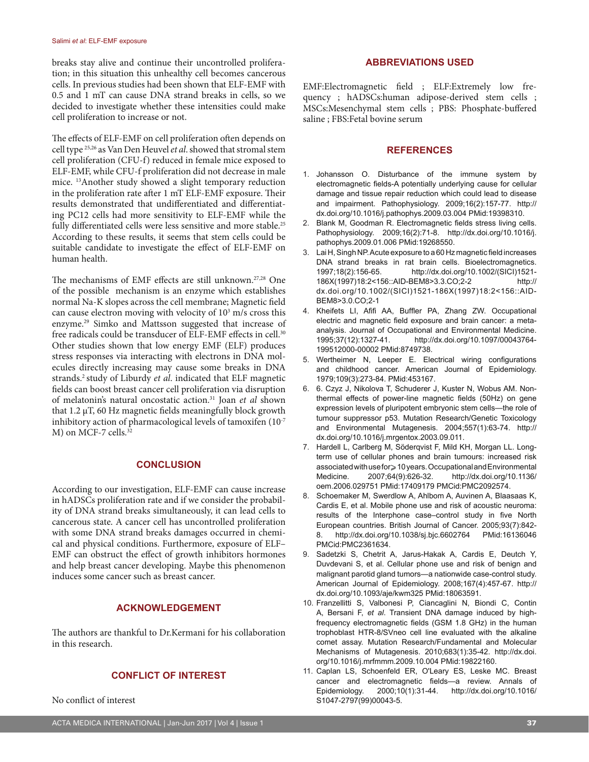breaks stay alive and continue their uncontrolled proliferation; in this situation this unhealthy cell becomes cancerous cells. In previous studies had been shown that ELF-EMF with 0.5 and 1 mT can cause DNA strand breaks in cells, so we decided to investigate whether these intensities could make cell proliferation to increase or not.

The effects of ELF-EMF on cell proliferation often depends on cell type [25,26] as Van Den Heuvel *et al*. showed that stromal stem cell proliferation (CFU-f) reduced in female mice exposed to ELF-EMF, while CFU-f proliferation did not decrease in male mice. [13]Another study showed a slight temporary reduction in the proliferation rate after 1 mT ELF-EMF exposure. Their results demonstrated that undifferentiated and differentiating PC12 cells had more sensitivity to ELF-EMF while the fully differentiated cells were less sensitive and more stable.[25] According to these results, it seems that stem cells could be suitable candidate to investigate the effect of ELF-EMF on human health.

The mechanisms of EMF effects are still unknown.[27,28] One of the possible mechanism is an enzyme which establishes normal Na-K slopes across the cell membrane; Magnetic field can cause electron moving with velocity of $10^3$ m/s cross this enzyme.[29] Simko and Mattsson suggested that increase of free radicals could be transducer of ELF-EMF effects in cell.[30] Other studies shown that low energy EMF (ELF) produces stress responses via interacting with electrons in DNA molecules directly increasing may cause some breaks in DNA strands.[2] study of Liburdy *et al*. indicated that ELF magnetic fields can boost breast cancer cell proliferation via disruption of melatonin's natural oncostatic action.[31] Joan *et al* shown that 1.2 μT, 60 Hz magnetic fields meaningfully block growth inhibitory action of pharmacological levels of tamoxifen ($10^{-7}$ M) on MCF-7 cells.[32]

## CONCLUSION

According to our investigation, ELF-EMF can cause increase in hADSCs proliferation rate and if we consider the probability of DNA strand breaks simultaneously, it can lead cells to cancerous state. A cancer cell has uncontrolled proliferation with some DNA strand breaks damages occurred in chemical and physical conditions. Furthermore, exposure of ELF–EMF can obstruct the effect of growth inhibitors hormones and help breast cancer developing. Maybe this phenomenon induces some cancer such as breast cancer.

## ACKNOWLEDGEMENT

The authors are thankful to Dr.Kermani for his collaboration in this research.

## CONFLICT OF INTEREST

No conflict of interest

## ABBREVIATIONS USED

EMF:Electromagnetic field ; ELF:Extremely low frequency ; hADSCs:human adipose-derived stem cells ; MSCs:Mesenchymal stem cells ; PBS: Phosphate-buffered saline ; FBS:Fetal bovine serum

## REFERENCES

1. Johansson O. Disturbance of the immune system by electromagnetic fields-A potentially underlying cause for cellular damage and tissue repair reduction which could lead to disease and impairment. Pathophysiology. 2009;16(2):157-77. http://dx.doi.org/10.1016/j.pathophys.2009.03.004 PMid:19398310.
2. Blank M, Goodman R. Electromagnetic fields stress living cells. Pathophysiology. 2009;16(2):71-8. http://dx.doi.org/10.1016/j.pathophys.2009.01.006 PMid:19268550.
3. Lai H, Singh NP. Acute exposure to a 60 Hz magnetic field increases DNA strand breaks in rat brain cells. Bioelectromagnetics. 1997;18(2):156-65. http://dx.doi.org/10.1002/(SICI)1521-186X(1997)18:2<156::AID-BEM8>3.3.CO;2-2 http://dx.doi.org/10.1002/(SICI)1521-186X(1997)18:2<156::AID-BEM8>3.0.CO;2-1
4. Kheifets LI, Afifi AA, Buffler PA, Zhang ZW. Occupational electric and magnetic field exposure and brain cancer: a meta-analysis. Journal of Occupational and Environmental Medicine. 1995;37(12):1327-41. http://dx.doi.org/10.1097/00043764-199512000-00002 PMid:8749738.
5. Wertheimer N, Leeper E. Electrical wiring configurations and childhood cancer. American Journal of Epidemiology. 1979;109(3):273-84. PMid:453167.
6. 6. Czyz J, Nikolova T, Schuderer J, Kuster N, Wobus AM. Non-thermal effects of power-line magnetic fields (50Hz) on gene expression levels of pluripotent embryonic stem cells—the role of tumour suppressor p53. Mutation Research/Genetic Toxicology and Environmental Mutagenesis. 2004;557(1):63-74. http://dx.doi.org/10.1016/j.mrgentox.2003.09.011.
7. Hardell L, Carlberg M, Söderqvist F, Mild KH, Morgan LL. Long-term use of cellular phones and brain tumours: increased risk associated with use for⩾10 years. Occupational and Environmental Medicine. 2007;64(9):626-32. http://dx.doi.org/10.1136/oem.2006.029751 PMid:17409179 PMCid:PMC2092574.
8. Schoemaker M, Swerdlow A, Ahlbom A, Auvinen A, Blaasaas K, Cardis E, et al. Mobile phone use and risk of acoustic neuroma: results of the Interphone case–control study in five North European countries. British Journal of Cancer. 2005;93(7):842-8. http://dx.doi.org/10.1038/sj.bjc.6602764 PMid:16136046 PMCid:PMC2361634.
9. Sadetzki S, Chetrit A, Jarus-Hakak A, Cardis E, Deutch Y, Duvdevani S, et al. Cellular phone use and risk of benign and malignant parotid gland tumors—a nationwide case-control study. American Journal of Epidemiology. 2008;167(4):457-67. http://dx.doi.org/10.1093/aje/kwm325 PMid:18063591.
10. Franzellitti S, Valbonesi P, Ciancaglini N, Biondi C, Contin A, Bersani F, *et al*. Transient DNA damage induced by high-frequency electromagnetic fields (GSM 1.8 GHz) in the human trophoblast HTR-8/SVneo cell line evaluated with the alkaline comet assay. Mutation Research/Fundamental and Molecular Mechanisms of Mutagenesis. 2010;683(1):35-42. http://dx.doi.org/10.1016/j.mrfmmm.2009.10.004 PMid:19822160.
11. Caplan LS, Schoenfeld ER, O'Leary ES, Leske MC. Breast cancer and electromagnetic fields—a review. Annals of Epidemiology. 2000;10(1):31-44. http://dx.doi.org/10.1016/S1047-2797(99)00043-5.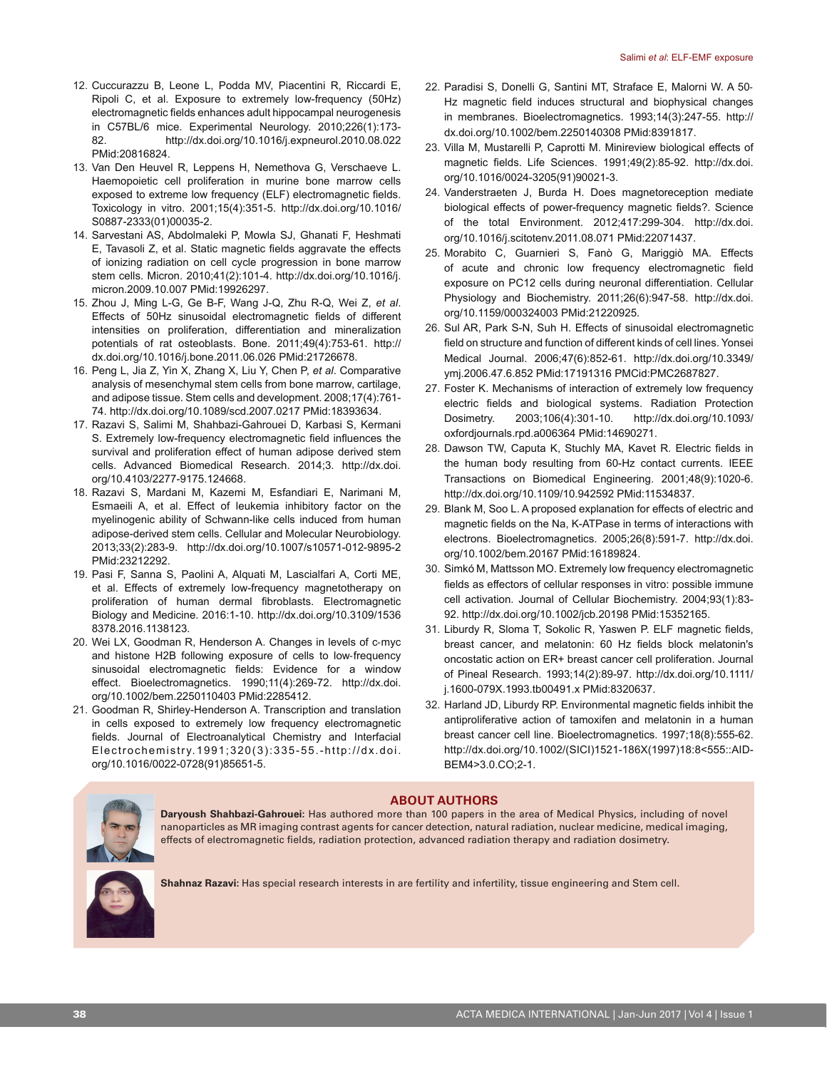12. Cuccurazzu B, Leone L, Podda MV, Piacentini R, Riccardi E, Ripoli C, et al. Exposure to extremely low-frequency (50Hz) electromagnetic fields enhances adult hippocampal neurogenesis in C57BL/6 mice. Experimental Neurology. 2010;226(1):173-82. http://dx.doi.org/10.1016/j.expneurol.2010.08.022 PMid:20816824.
13. Van Den Heuvel R, Leppens H, Nemethova G, Verschaeve L. Haemopoietic cell proliferation in murine bone marrow cells exposed to extreme low frequency (ELF) electromagnetic fields. Toxicology in vitro. 2001;15(4):351-5. http://dx.doi.org/10.1016/S0887-2333(01)00035-2.
14. Sarvestani AS, Abdolmaleki P, Mowla SJ, Ghanati F, Heshmati E, Tavasoli Z, et al. Static magnetic fields aggravate the effects of ionizing radiation on cell cycle progression in bone marrow stem cells. Micron. 2010;41(2):101-4. http://dx.doi.org/10.1016/j.micron.2009.10.007 PMid:19926297.
15. Zhou J, Ming L-G, Ge B-F, Wang J-Q, Zhu R-Q, Wei Z, *et al*. Effects of 50Hz sinusoidal electromagnetic fields of different intensities on proliferation, differentiation and mineralization potentials of rat osteoblasts. Bone. 2011;49(4):753-61. http://dx.doi.org/10.1016/j.bone.2011.06.026 PMid:21726678.
16. Peng L, Jia Z, Yin X, Zhang X, Liu Y, Chen P, *et al*. Comparative analysis of mesenchymal stem cells from bone marrow, cartilage, and adipose tissue. Stem cells and development. 2008;17(4):761-74. http://dx.doi.org/10.1089/scd.2007.0217 PMid:18393634.
17. Razavi S, Salimi M, Shahbazi-Gahrouei D, Karbasi S, Kermani S. Extremely low-frequency electromagnetic field influences the survival and proliferation effect of human adipose derived stem cells. Advanced Biomedical Research. 2014;3. http://dx.doi.org/10.4103/2277-9175.124668.
18. Razavi S, Mardani M, Kazemi M, Esfandiari E, Narimani M, Esmaeili A, et al. Effect of leukemia inhibitory factor on the myelinogenic ability of Schwann-like cells induced from human adipose-derived stem cells. Cellular and Molecular Neurobiology. 2013;33(2):283-9. http://dx.doi.org/10.1007/s10571-012-9895-2 PMid:23212292.
19. Pasi F, Sanna S, Paolini A, Alquati M, Lascialfari A, Corti ME, et al. Effects of extremely low-frequency magnetotherapy on proliferation of human dermal fibroblasts. Electromagnetic Biology and Medicine. 2016:1-10. http://dx.doi.org/10.3109/15368378.2016.1138123.
20. Wei LX, Goodman R, Henderson A. Changes in levels of c-myc and histone H2B following exposure of cells to low-frequency sinusoidal electromagnetic fields: Evidence for a window effect. Bioelectromagnetics. 1990;11(4):269-72. http://dx.doi.org/10.1002/bem.2250110403 PMid:2285412.
21. Goodman R, Shirley-Henderson A. Transcription and translation in cells exposed to extremely low frequency electromagnetic fields. Journal of Electroanalytical Chemistry and Interfacial Electrochemistry.1991;320(3):335-55.-http://dx.doi.org/10.1016/0022-0728(91)85651-5.
22. Paradisi S, Donelli G, Santini MT, Straface E, Malorni W. A 50-Hz magnetic field induces structural and biophysical changes in membranes. Bioelectromagnetics. 1993;14(3):247-55. http://dx.doi.org/10.1002/bem.2250140308 PMid:8391817.
23. Villa M, Mustarelli P, Caprotti M. Minireview biological effects of magnetic fields. Life Sciences. 1991;49(2):85-92. http://dx.doi.org/10.1016/0024-3205(91)90021-3.
24. Vanderstraeten J, Burda H. Does magnetoreception mediate biological effects of power-frequency magnetic fields?. Science of the total Environment. 2012;417:299-304. http://dx.doi.org/10.1016/j.scitotenv.2011.08.071 PMid:22071437.
25. Morabito C, Guarnieri S, Fanò G, Mariggiò MA. Effects of acute and chronic low frequency electromagnetic field exposure on PC12 cells during neuronal differentiation. Cellular Physiology and Biochemistry. 2011;26(6):947-58. http://dx.doi.org/10.1159/000324003 PMid:21220925.
26. Sul AR, Park S-N, Suh H. Effects of sinusoidal electromagnetic field on structure and function of different kinds of cell lines. Yonsei Medical Journal. 2006;47(6):852-61. http://dx.doi.org/10.3349/ymj.2006.47.6.852 PMid:17191316 PMCid:PMC2687827.
27. Foster K. Mechanisms of interaction of extremely low frequency electric fields and biological systems. Radiation Protection Dosimetry. 2003;106(4):301-10. http://dx.doi.org/10.1093/oxfordjournals.rpd.a006364 PMid:14690271.
28. Dawson TW, Caputa K, Stuchly MA, Kavet R. Electric fields in the human body resulting from 60-Hz contact currents. IEEE Transactions on Biomedical Engineering. 2001;48(9):1020-6. http://dx.doi.org/10.1109/10.942592 PMid:11534837.
29. Blank M, Soo L. A proposed explanation for effects of electric and magnetic fields on the Na, K-ATPase in terms of interactions with electrons. Bioelectromagnetics. 2005;26(8):591-7. http://dx.doi.org/10.1002/bem.20167 PMid:16189824.
30. Simkó M, Mattsson MO. Extremely low frequency electromagnetic fields as effectors of cellular responses in vitro: possible immune cell activation. Journal of Cellular Biochemistry. 2004;93(1):83-92. http://dx.doi.org/10.1002/jcb.20198 PMid:15352165.
31. Liburdy R, Sloma T, Sokolic R, Yaswen P. ELF magnetic fields, breast cancer, and melatonin: 60 Hz fields block melatonin's oncostatic action on ER+ breast cancer cell proliferation. Journal of Pineal Research. 1993;14(2):89-97. http://dx.doi.org/10.1111/j.1600-079X.1993.tb00491.x PMid:8320637.
32. Harland JD, Liburdy RP. Environmental magnetic fields inhibit the antiproliferative action of tamoxifen and melatonin in a human breast cancer cell line. Bioelectromagnetics. 1997;18(8):555-62. http://dx.doi.org/10.1002/(SICI)1521-186X(1997)18:8<555::AID-BEM4>3.0.CO;2-1.

## ABOUT AUTHORS

**Daryoush Shahbazi-Gahrouei:** Has authored more than 100 papers in the area of Medical Physics, including of novel nanoparticles as MR imaging contrast agents for cancer detection, natural radiation, nuclear medicine, medical imaging, effects of electromagnetic fields, radiation protection, advanced radiation therapy and radiation dosimetry.

**Shahnaz Razavi:** Has special research interests in are fertility and infertility, tissue engineering and Stem cell.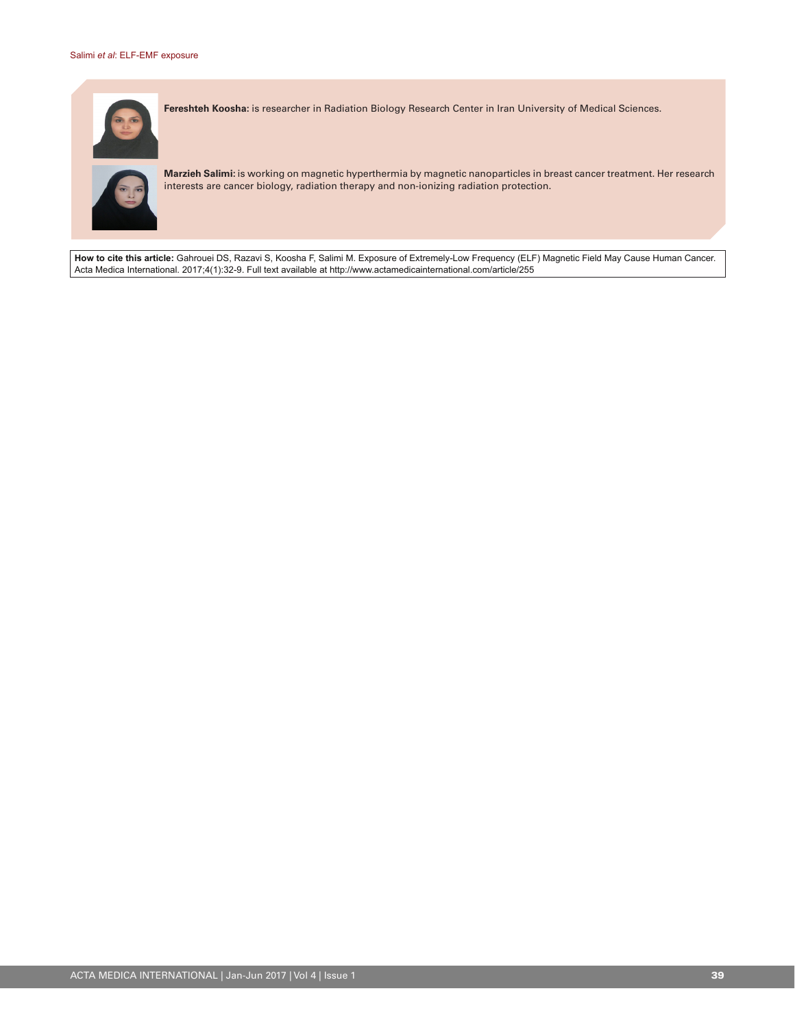**Fereshteh Koosha:** is researcher in Radiation Biology Research Center in Iran University of Medical Sciences.

**Marzieh Salimi:** is working on magnetic hyperthermia by magnetic nanoparticles in breast cancer treatment. Her research interests are cancer biology, radiation therapy and non-ionizing radiation protection.

**How to cite this article:** Gahrouei DS, Razavi S, Koosha F, Salimi M. Exposure of Extremely-Low Frequency (ELF) Magnetic Field May Cause Human Cancer. Acta Medica International. 2017;4(1):32-9. Full text available at http://www.actamedicainternational.com/article/255